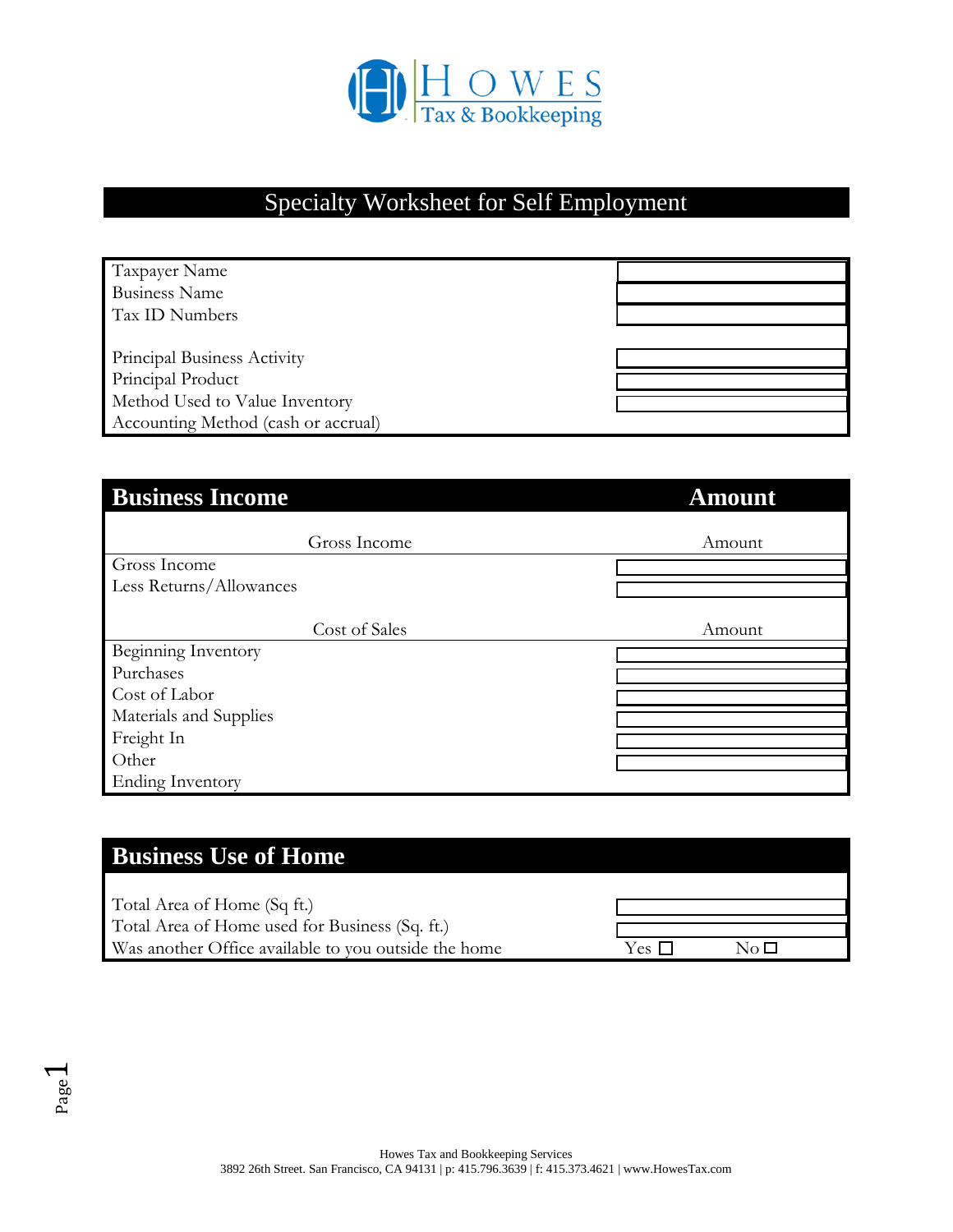HOWES
Tax & Bookkeeping

# Specialty Worksheet for Self Employment

| | |
|---|---|
| Taxpayer Name | |
| Business Name | |
| Tax ID Numbers | |
| Principal Business Activity | |
| Principal Product | |
| Method Used to Value Inventory | |
| Accounting Method (cash or accrual) | |

## Business Income

| Gross Income | Amount |
|---|---|
| Gross Income | |
| Less Returns/Allowances | |

| Cost of Sales | Amount |
|---|---|
| Beginning Inventory | |
| Purchases | |
| Cost of Labor | |
| Materials and Supplies | |
| Freight In | |
| Other | |
| Ending Inventory | |

## Business Use of Home

| | |
|---|---|
| Total Area of Home (Sq ft.) | |
| Total Area of Home used for Business (Sq. ft.) | |
| Was another Office available to you outside the home | Yes ☐ No ☐ |

Howes Tax and Bookkeeping Services
3892 26th Street. San Francisco, CA 94131 | p: 415.796.3639 | f: 415.373.4621 | www.HowesTax.com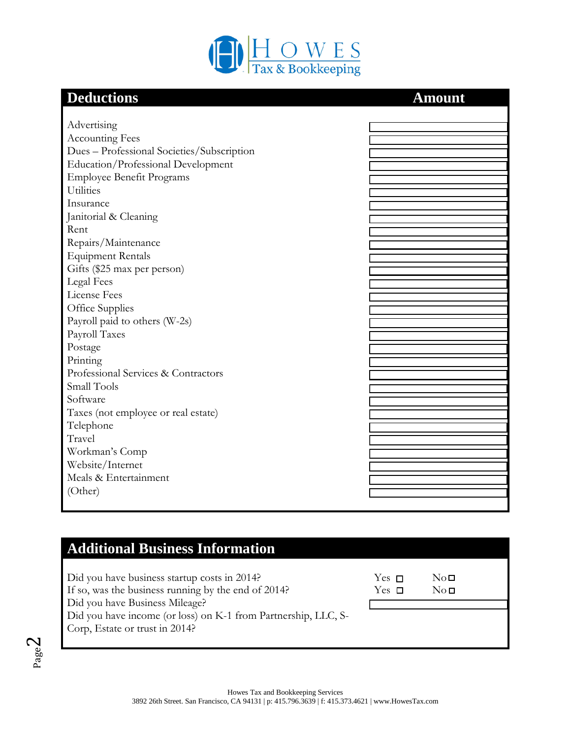HOWES
Tax & Bookkeeping

| Deductions | Amount |
| --- | --- |
| Advertising | |
| Accounting Fees | |
| Dues – Professional Societies/Subscription | |
| Education/Professional Development | |
| Employee Benefit Programs | |
| Utilities | |
| Insurance | |
| Janitorial & Cleaning | |
| Rent | |
| Repairs/Maintenance | |
| Equipment Rentals | |
| Gifts ($25 max per person) | |
| Legal Fees | |
| License Fees | |
| Office Supplies | |
| Payroll paid to others (W-2s) | |
| Payroll Taxes | |
| Postage | |
| Printing | |
| Professional Services & Contractors | |
| Small Tools | |
| Software | |
| Taxes (not employee or real estate) | |
| Telephone | |
| Travel | |
| Workman's Comp | |
| Website/Internet | |
| Meals & Entertainment | |
| (Other) | |

## Additional Business Information

| | | |
| --- | --- | --- |
| Did you have business startup costs in 2014? | Yes ☐ | No ☐ |
| If so, was the business running by the end of 2014? | Yes ☐ | No ☐ |
| Did you have Business Mileage? | | |
| Did you have income (or loss) on K-1 from Partnership, LLC, S-Corp, Estate or trust in 2014? | | |

Howes Tax and Bookkeeping Services
3892 26th Street. San Francisco, CA 94131 | p: 415.796.3639 | f: 415.373.4621 | www.HowesTax.com